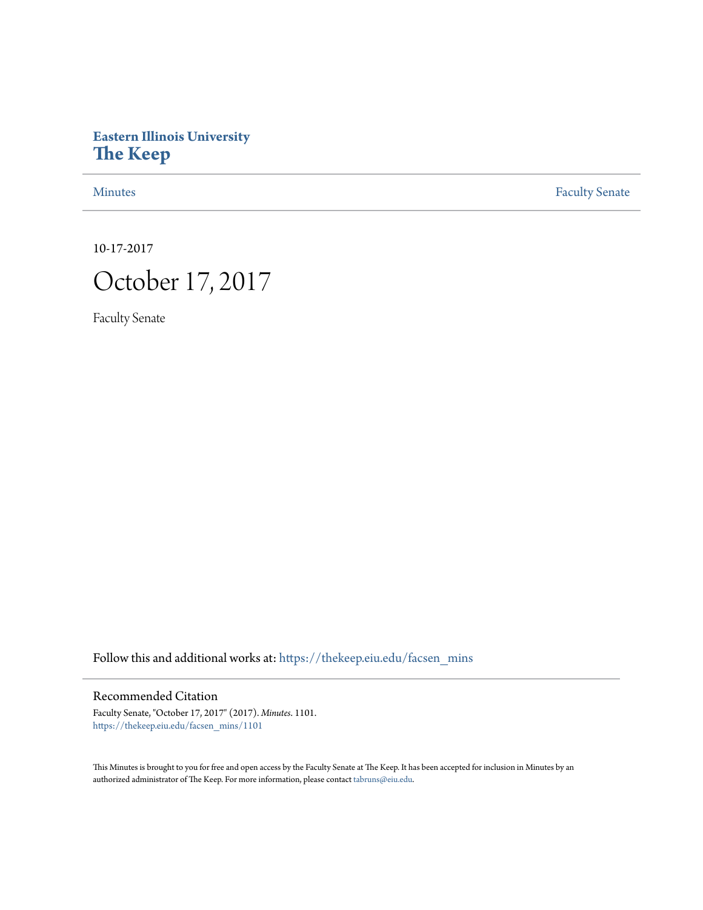**Eastern Illinois University**
# The Keep

Minutes | Faculty Senate

10-17-2017

# October 17, 2017

Faculty Senate

Follow this and additional works at: https://thekeep.eiu.edu/facsen_mins

## Recommended Citation

Faculty Senate, "October 17, 2017" (2017). *Minutes*. 1101.
https://thekeep.eiu.edu/facsen_mins/1101

This Minutes is brought to you for free and open access by the Faculty Senate at The Keep. It has been accepted for inclusion in Minutes by an authorized administrator of The Keep. For more information, please contact tabruns@eiu.edu.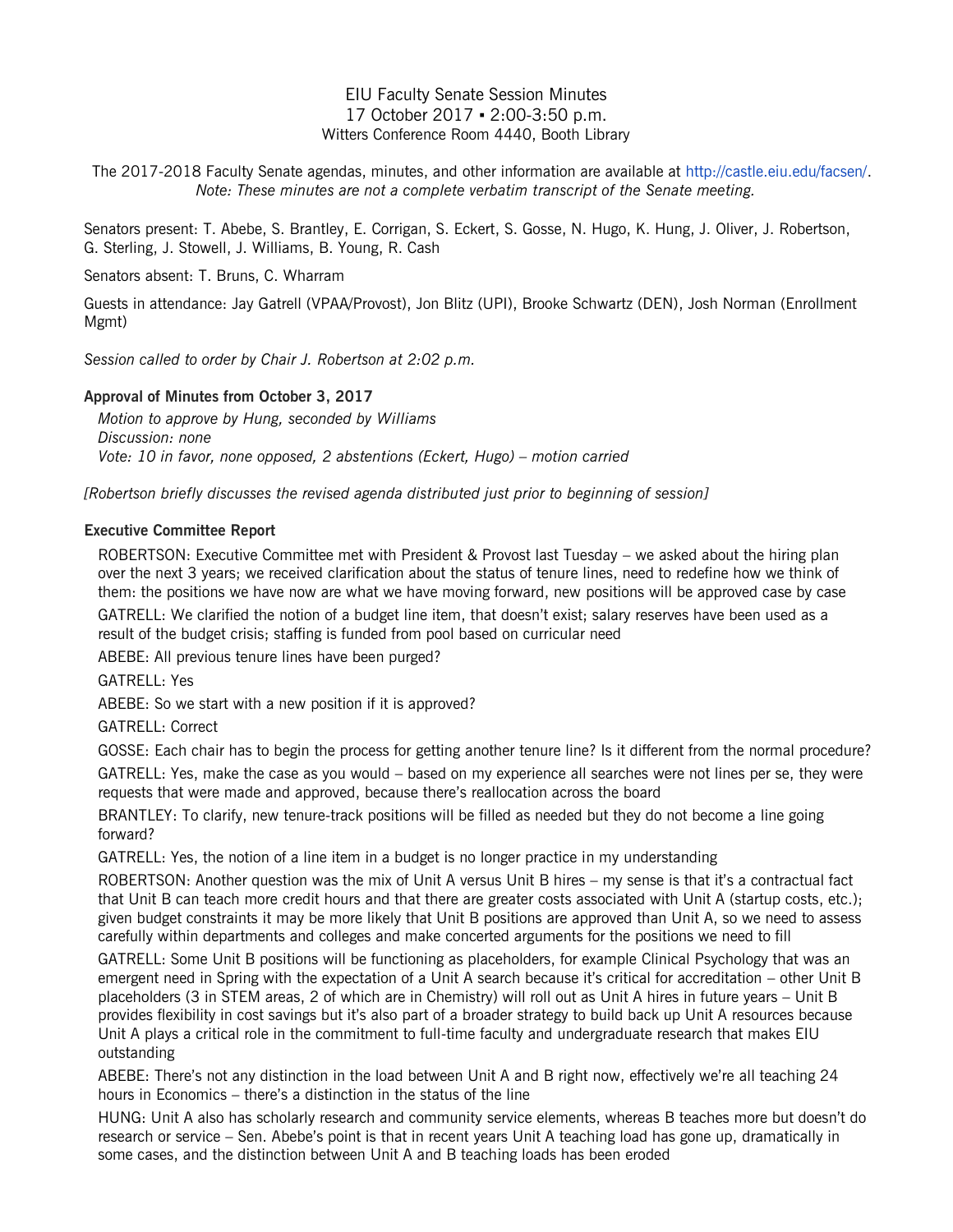EIU Faculty Senate Session Minutes
17 October 2017 ▪ 2:00-3:50 p.m.
Witters Conference Room 4440, Booth Library

The 2017-2018 Faculty Senate agendas, minutes, and other information are available at http://castle.eiu.edu/facsen/.
*Note: These minutes are not a complete verbatim transcript of the Senate meeting.*

Senators present: T. Abebe, S. Brantley, E. Corrigan, S. Eckert, S. Gosse, N. Hugo, K. Hung, J. Oliver, J. Robertson, G. Sterling, J. Stowell, J. Williams, B. Young, R. Cash

Senators absent: T. Bruns, C. Wharram

Guests in attendance: Jay Gatrell (VPAA/Provost), Jon Blitz (UPI), Brooke Schwartz (DEN), Josh Norman (Enrollment Mgmt)

*Session called to order by Chair J. Robertson at 2:02 p.m.*

**Approval of Minutes from October 3, 2017**

*Motion to approve by Hung, seconded by Williams*
*Discussion: none*
*Vote: 10 in favor, none opposed, 2 abstentions (Eckert, Hugo) – motion carried*

*[Robertson briefly discusses the revised agenda distributed just prior to beginning of session]*

**Executive Committee Report**

ROBERTSON: Executive Committee met with President & Provost last Tuesday – we asked about the hiring plan over the next 3 years; we received clarification about the status of tenure lines, need to redefine how we think of them: the positions we have now are what we have moving forward, new positions will be approved case by case

GATRELL: We clarified the notion of a budget line item, that doesn't exist; salary reserves have been used as a result of the budget crisis; staffing is funded from pool based on curricular need

ABEBE: All previous tenure lines have been purged?

GATRELL: Yes

ABEBE: So we start with a new position if it is approved?

GATRELL: Correct

GOSSE: Each chair has to begin the process for getting another tenure line? Is it different from the normal procedure?

GATRELL: Yes, make the case as you would – based on my experience all searches were not lines per se, they were requests that were made and approved, because there's reallocation across the board

BRANTLEY: To clarify, new tenure-track positions will be filled as needed but they do not become a line going forward?

GATRELL: Yes, the notion of a line item in a budget is no longer practice in my understanding

ROBERTSON: Another question was the mix of Unit A versus Unit B hires – my sense is that it's a contractual fact that Unit B can teach more credit hours and that there are greater costs associated with Unit A (startup costs, etc.); given budget constraints it may be more likely that Unit B positions are approved than Unit A, so we need to assess carefully within departments and colleges and make concerted arguments for the positions we need to fill

GATRELL: Some Unit B positions will be functioning as placeholders, for example Clinical Psychology that was an emergent need in Spring with the expectation of a Unit A search because it's critical for accreditation – other Unit B placeholders (3 in STEM areas, 2 of which are in Chemistry) will roll out as Unit A hires in future years – Unit B provides flexibility in cost savings but it's also part of a broader strategy to build back up Unit A resources because Unit A plays a critical role in the commitment to full-time faculty and undergraduate research that makes EIU outstanding

ABEBE: There's not any distinction in the load between Unit A and B right now, effectively we're all teaching 24 hours in Economics – there's a distinction in the status of the line

HUNG: Unit A also has scholarly research and community service elements, whereas B teaches more but doesn't do research or service – Sen. Abebe's point is that in recent years Unit A teaching load has gone up, dramatically in some cases, and the distinction between Unit A and B teaching loads has been eroded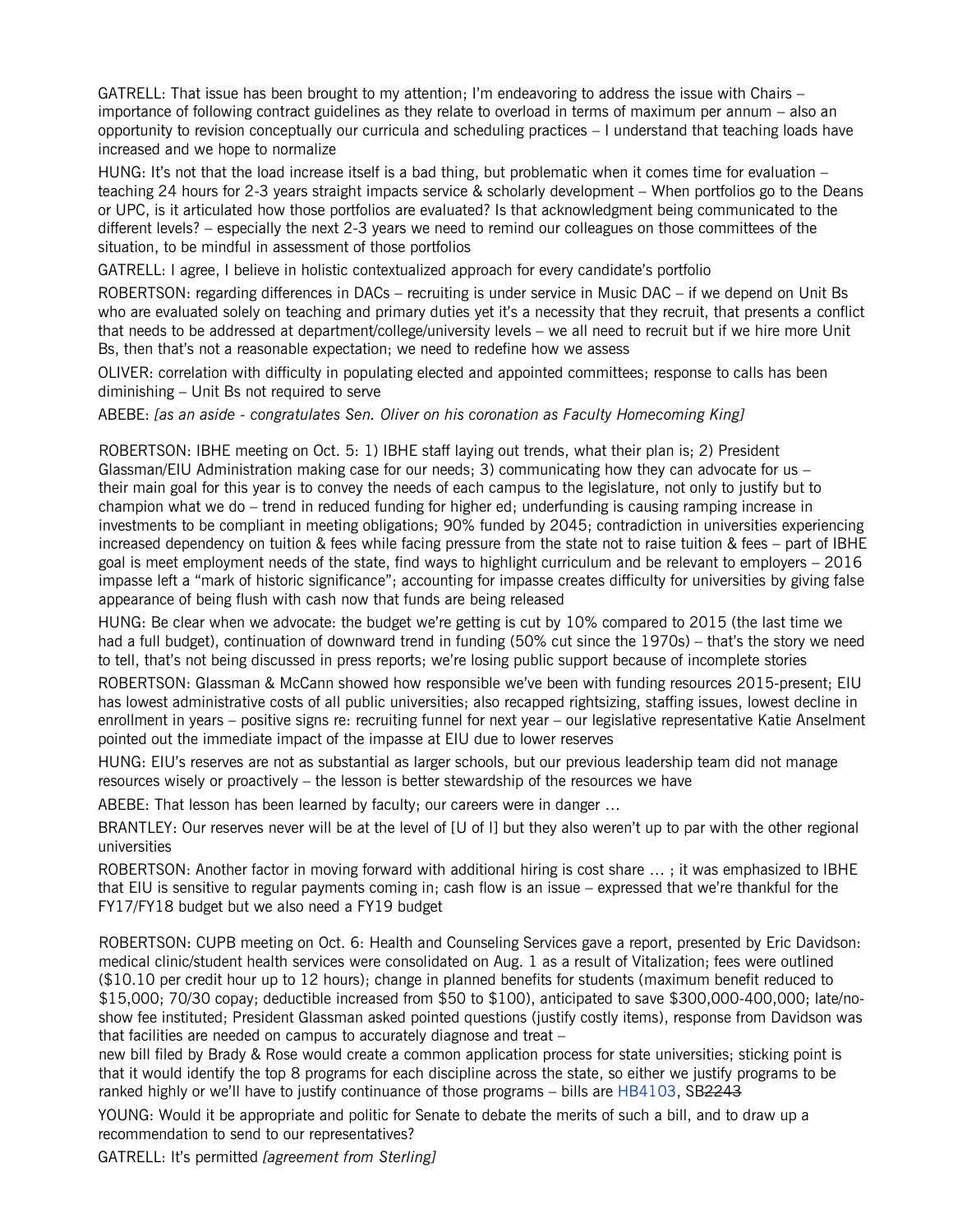GATRELL: That issue has been brought to my attention; I'm endeavoring to address the issue with Chairs – importance of following contract guidelines as they relate to overload in terms of maximum per annum – also an opportunity to revision conceptually our curricula and scheduling practices – I understand that teaching loads have increased and we hope to normalize

HUNG: It's not that the load increase itself is a bad thing, but problematic when it comes time for evaluation – teaching 24 hours for 2-3 years straight impacts service & scholarly development – When portfolios go to the Deans or UPC, is it articulated how those portfolios are evaluated? Is that acknowledgment being communicated to the different levels? – especially the next 2-3 years we need to remind our colleagues on those committees of the situation, to be mindful in assessment of those portfolios

GATRELL: I agree, I believe in holistic contextualized approach for every candidate's portfolio

ROBERTSON: regarding differences in DACs – recruiting is under service in Music DAC – if we depend on Unit Bs who are evaluated solely on teaching and primary duties yet it's a necessity that they recruit, that presents a conflict that needs to be addressed at department/college/university levels – we all need to recruit but if we hire more Unit Bs, then that's not a reasonable expectation; we need to redefine how we assess

OLIVER: correlation with difficulty in populating elected and appointed committees; response to calls has been diminishing – Unit Bs not required to serve

ABEBE: *[as an aside - congratulates Sen. Oliver on his coronation as Faculty Homecoming King]*

ROBERTSON: IBHE meeting on Oct. 5: 1) IBHE staff laying out trends, what their plan is; 2) President Glassman/EIU Administration making case for our needs; 3) communicating how they can advocate for us – their main goal for this year is to convey the needs of each campus to the legislature, not only to justify but to champion what we do – trend in reduced funding for higher ed; underfunding is causing ramping increase in investments to be compliant in meeting obligations; 90% funded by 2045; contradiction in universities experiencing increased dependency on tuition & fees while facing pressure from the state not to raise tuition & fees – part of IBHE goal is meet employment needs of the state, find ways to highlight curriculum and be relevant to employers – 2016 impasse left a "mark of historic significance"; accounting for impasse creates difficulty for universities by giving false appearance of being flush with cash now that funds are being released

HUNG: Be clear when we advocate: the budget we're getting is cut by 10% compared to 2015 (the last time we had a full budget), continuation of downward trend in funding (50% cut since the 1970s) – that's the story we need to tell, that's not being discussed in press reports; we're losing public support because of incomplete stories

ROBERTSON: Glassman & McCann showed how responsible we've been with funding resources 2015-present; EIU has lowest administrative costs of all public universities; also recapped rightsizing, staffing issues, lowest decline in enrollment in years – positive signs re: recruiting funnel for next year – our legislative representative Katie Anselment pointed out the immediate impact of the impasse at EIU due to lower reserves

HUNG: EIU's reserves are not as substantial as larger schools, but our previous leadership team did not manage resources wisely or proactively – the lesson is better stewardship of the resources we have

ABEBE: That lesson has been learned by faculty; our careers were in danger …

BRANTLEY: Our reserves never will be at the level of [U of I] but they also weren't up to par with the other regional universities

ROBERTSON: Another factor in moving forward with additional hiring is cost share … ; it was emphasized to IBHE that EIU is sensitive to regular payments coming in; cash flow is an issue – expressed that we're thankful for the FY17/FY18 budget but we also need a FY19 budget

ROBERTSON: CUPB meeting on Oct. 6: Health and Counseling Services gave a report, presented by Eric Davidson: medical clinic/student health services were consolidated on Aug. 1 as a result of Vitalization; fees were outlined ($10.10 per credit hour up to 12 hours); change in planned benefits for students (maximum benefit reduced to $15,000; 70/30 copay; deductible increased from $50 to $100), anticipated to save $300,000-400,000; late/no-show fee instituted; President Glassman asked pointed questions (justify costly items), response from Davidson was that facilities are needed on campus to accurately diagnose and treat –
new bill filed by Brady & Rose would create a common application process for state universities; sticking point is that it would identify the top 8 programs for each discipline across the state, so either we justify programs to be ranked highly or we'll have to justify continuance of those programs – bills are HB4103, SB~~2243~~

YOUNG: Would it be appropriate and politic for Senate to debate the merits of such a bill, and to draw up a recommendation to send to our representatives?

GATRELL: It's permitted *[agreement from Sterling]*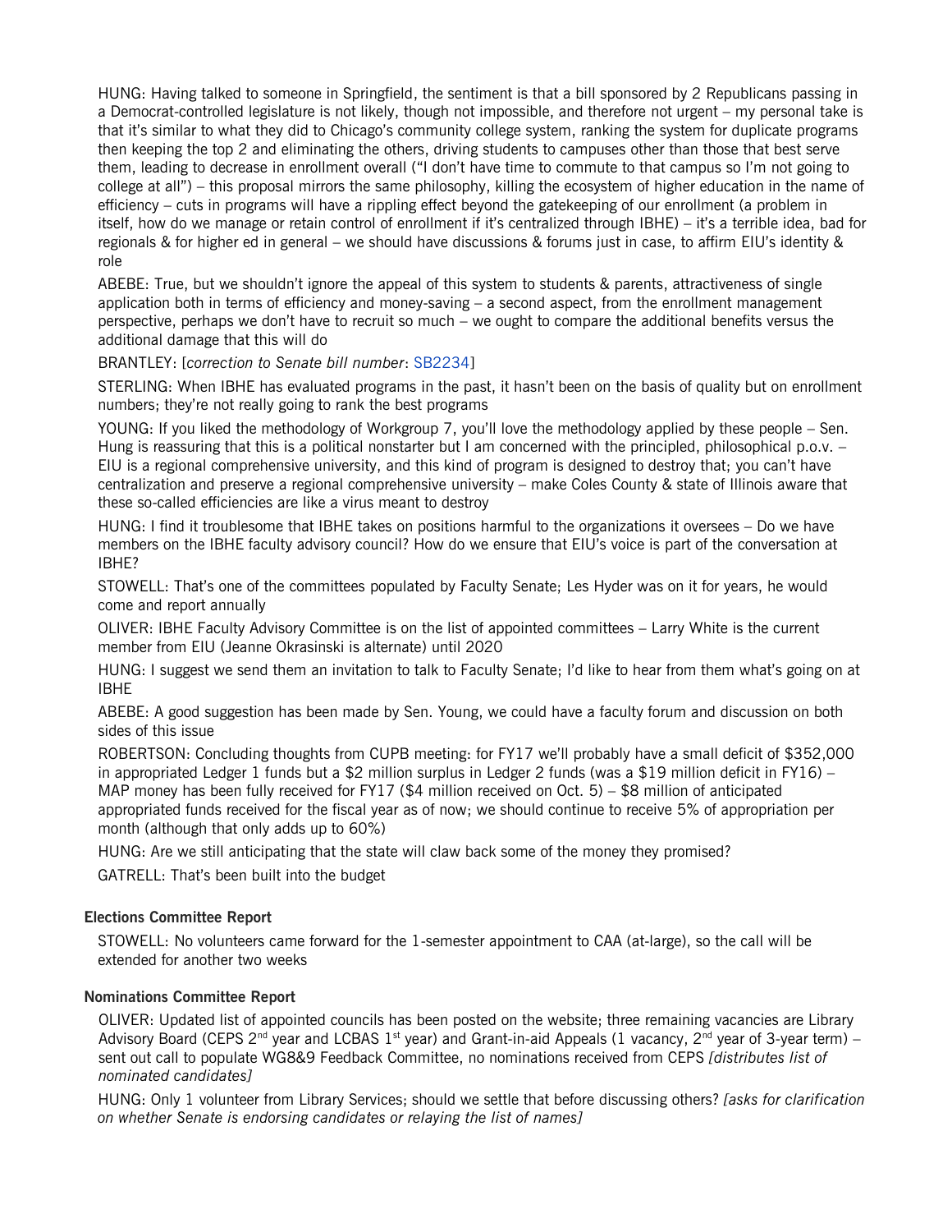HUNG: Having talked to someone in Springfield, the sentiment is that a bill sponsored by 2 Republicans passing in a Democrat-controlled legislature is not likely, though not impossible, and therefore not urgent – my personal take is that it's similar to what they did to Chicago's community college system, ranking the system for duplicate programs then keeping the top 2 and eliminating the others, driving students to campuses other than those that best serve them, leading to decrease in enrollment overall ("I don't have time to commute to that campus so I'm not going to college at all") – this proposal mirrors the same philosophy, killing the ecosystem of higher education in the name of efficiency – cuts in programs will have a rippling effect beyond the gatekeeping of our enrollment (a problem in itself, how do we manage or retain control of enrollment if it's centralized through IBHE) – it's a terrible idea, bad for regionals & for higher ed in general – we should have discussions & forums just in case, to affirm EIU's identity & role

ABEBE: True, but we shouldn't ignore the appeal of this system to students & parents, attractiveness of single application both in terms of efficiency and money-saving – a second aspect, from the enrollment management perspective, perhaps we don't have to recruit so much – we ought to compare the additional benefits versus the additional damage that this will do

BRANTLEY: [*correction to Senate bill number*: SB2234]

STERLING: When IBHE has evaluated programs in the past, it hasn't been on the basis of quality but on enrollment numbers; they're not really going to rank the best programs

YOUNG: If you liked the methodology of Workgroup 7, you'll love the methodology applied by these people – Sen. Hung is reassuring that this is a political nonstarter but I am concerned with the principled, philosophical p.o.v. – EIU is a regional comprehensive university, and this kind of program is designed to destroy that; you can't have centralization and preserve a regional comprehensive university – make Coles County & state of Illinois aware that these so-called efficiencies are like a virus meant to destroy

HUNG: I find it troublesome that IBHE takes on positions harmful to the organizations it oversees – Do we have members on the IBHE faculty advisory council? How do we ensure that EIU's voice is part of the conversation at IBHE?

STOWELL: That's one of the committees populated by Faculty Senate; Les Hyder was on it for years, he would come and report annually

OLIVER: IBHE Faculty Advisory Committee is on the list of appointed committees – Larry White is the current member from EIU (Jeanne Okrasinski is alternate) until 2020

HUNG: I suggest we send them an invitation to talk to Faculty Senate; I'd like to hear from them what's going on at IBHE

ABEBE: A good suggestion has been made by Sen. Young, we could have a faculty forum and discussion on both sides of this issue

ROBERTSON: Concluding thoughts from CUPB meeting: for FY17 we'll probably have a small deficit of $352,000 in appropriated Ledger 1 funds but a $2 million surplus in Ledger 2 funds (was a $19 million deficit in FY16) – MAP money has been fully received for FY17 ($4 million received on Oct. 5) – $8 million of anticipated appropriated funds received for the fiscal year as of now; we should continue to receive 5% of appropriation per month (although that only adds up to 60%)

HUNG: Are we still anticipating that the state will claw back some of the money they promised?

GATRELL: That's been built into the budget

**Elections Committee Report**

STOWELL: No volunteers came forward for the 1-semester appointment to CAA (at-large), so the call will be extended for another two weeks

**Nominations Committee Report**

OLIVER: Updated list of appointed councils has been posted on the website; three remaining vacancies are Library Advisory Board (CEPS 2nd year and LCBAS 1st year) and Grant-in-aid Appeals (1 vacancy, 2nd year of 3-year term) – sent out call to populate WG8&9 Feedback Committee, no nominations received from CEPS *[distributes list of nominated candidates]*

HUNG: Only 1 volunteer from Library Services; should we settle that before discussing others? *[asks for clarification on whether Senate is endorsing candidates or relaying the list of names]*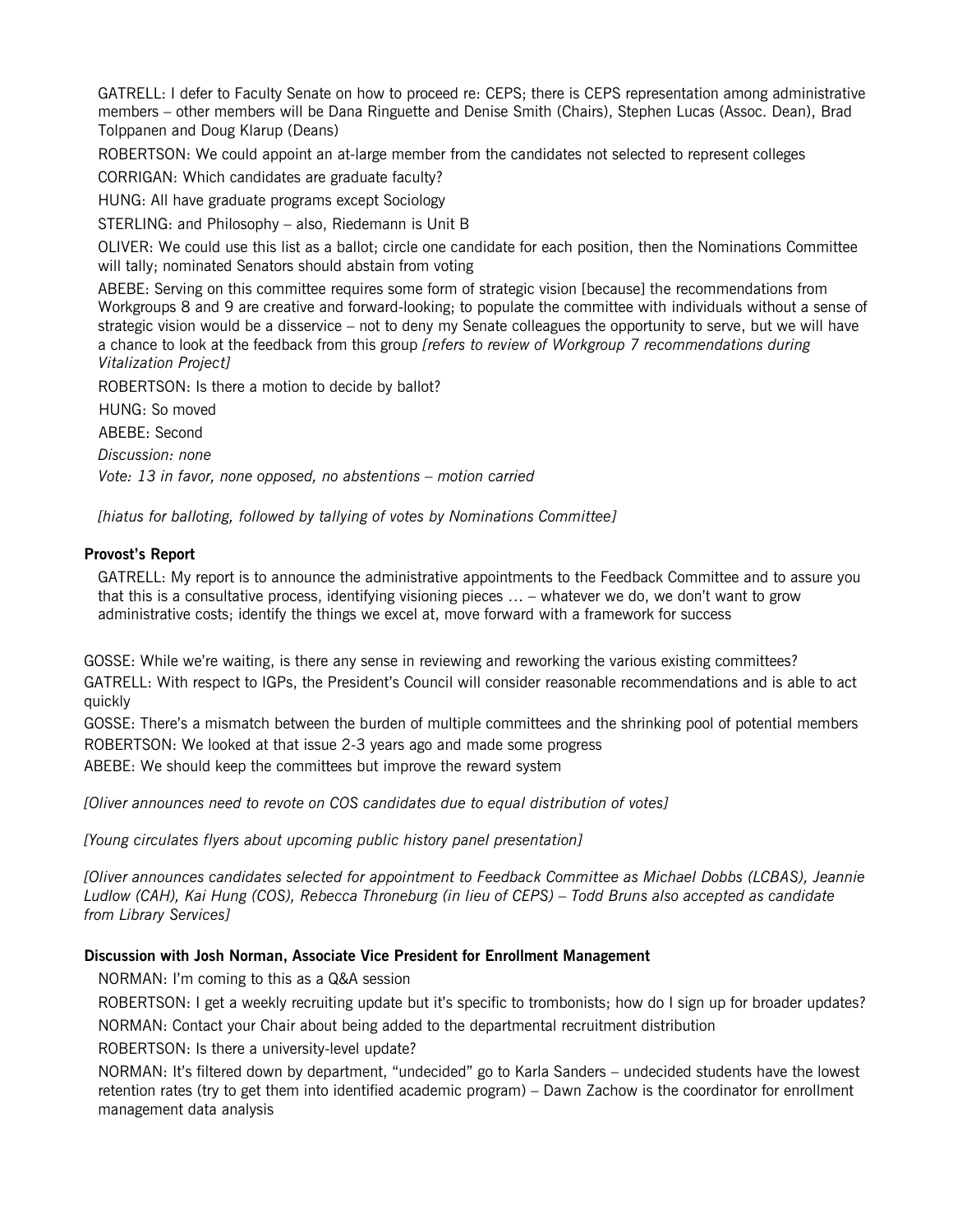GATRELL: I defer to Faculty Senate on how to proceed re: CEPS; there is CEPS representation among administrative members – other members will be Dana Ringuette and Denise Smith (Chairs), Stephen Lucas (Assoc. Dean), Brad Tolppanen and Doug Klarup (Deans)

ROBERTSON: We could appoint an at-large member from the candidates not selected to represent colleges

CORRIGAN: Which candidates are graduate faculty?

HUNG: All have graduate programs except Sociology

STERLING: and Philosophy – also, Riedemann is Unit B

OLIVER: We could use this list as a ballot; circle one candidate for each position, then the Nominations Committee will tally; nominated Senators should abstain from voting

ABEBE: Serving on this committee requires some form of strategic vision [because] the recommendations from Workgroups 8 and 9 are creative and forward-looking; to populate the committee with individuals without a sense of strategic vision would be a disservice – not to deny my Senate colleagues the opportunity to serve, but we will have a chance to look at the feedback from this group *[refers to review of Workgroup 7 recommendations during Vitalization Project]*

ROBERTSON: Is there a motion to decide by ballot?

HUNG: So moved

ABEBE: Second

*Discussion: none*

*Vote: 13 in favor, none opposed, no abstentions – motion carried*

*[hiatus for balloting, followed by tallying of votes by Nominations Committee]*

**Provost's Report**

GATRELL: My report is to announce the administrative appointments to the Feedback Committee and to assure you that this is a consultative process, identifying visioning pieces … – whatever we do, we don't want to grow administrative costs; identify the things we excel at, move forward with a framework for success

GOSSE: While we're waiting, is there any sense in reviewing and reworking the various existing committees?

GATRELL: With respect to IGPs, the President's Council will consider reasonable recommendations and is able to act quickly

GOSSE: There's a mismatch between the burden of multiple committees and the shrinking pool of potential members

ROBERTSON: We looked at that issue 2-3 years ago and made some progress

ABEBE: We should keep the committees but improve the reward system

*[Oliver announces need to revote on COS candidates due to equal distribution of votes]*

*[Young circulates flyers about upcoming public history panel presentation]*

*[Oliver announces candidates selected for appointment to Feedback Committee as Michael Dobbs (LCBAS), Jeannie Ludlow (CAH), Kai Hung (COS), Rebecca Throneburg (in lieu of CEPS) – Todd Bruns also accepted as candidate from Library Services]*

**Discussion with Josh Norman, Associate Vice President for Enrollment Management**

NORMAN: I'm coming to this as a Q&A session

ROBERTSON: I get a weekly recruiting update but it's specific to trombonists; how do I sign up for broader updates?

NORMAN: Contact your Chair about being added to the departmental recruitment distribution

ROBERTSON: Is there a university-level update?

NORMAN: It's filtered down by department, "undecided" go to Karla Sanders – undecided students have the lowest retention rates (try to get them into identified academic program) – Dawn Zachow is the coordinator for enrollment management data analysis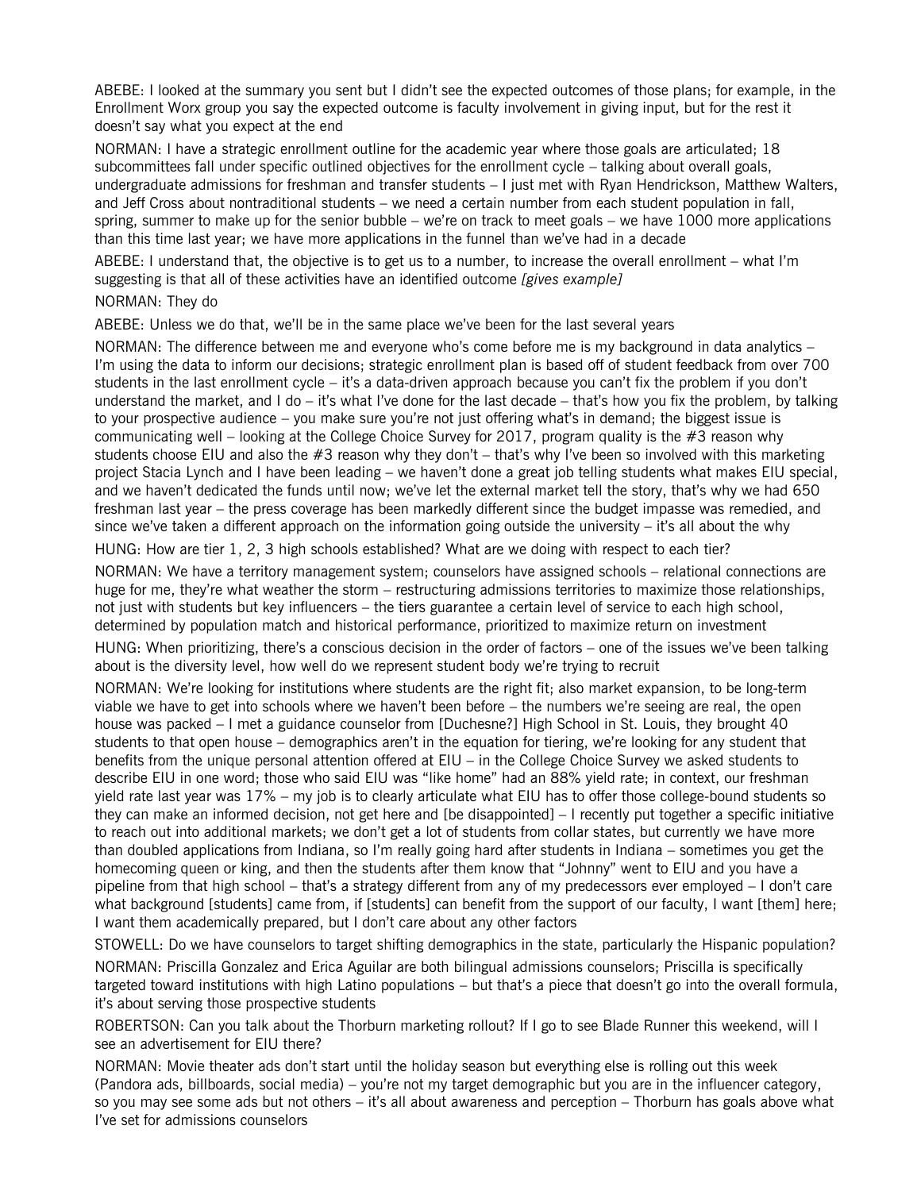ABEBE: I looked at the summary you sent but I didn't see the expected outcomes of those plans; for example, in the Enrollment Worx group you say the expected outcome is faculty involvement in giving input, but for the rest it doesn't say what you expect at the end

NORMAN: I have a strategic enrollment outline for the academic year where those goals are articulated; 18 subcommittees fall under specific outlined objectives for the enrollment cycle – talking about overall goals, undergraduate admissions for freshman and transfer students – I just met with Ryan Hendrickson, Matthew Walters, and Jeff Cross about nontraditional students – we need a certain number from each student population in fall, spring, summer to make up for the senior bubble – we're on track to meet goals – we have 1000 more applications than this time last year; we have more applications in the funnel than we've had in a decade

ABEBE: I understand that, the objective is to get us to a number, to increase the overall enrollment – what I'm suggesting is that all of these activities have an identified outcome *[gives example]*

NORMAN: They do

ABEBE: Unless we do that, we'll be in the same place we've been for the last several years

NORMAN: The difference between me and everyone who's come before me is my background in data analytics – I'm using the data to inform our decisions; strategic enrollment plan is based off of student feedback from over 700 students in the last enrollment cycle – it's a data-driven approach because you can't fix the problem if you don't understand the market, and I do – it's what I've done for the last decade – that's how you fix the problem, by talking to your prospective audience – you make sure you're not just offering what's in demand; the biggest issue is communicating well – looking at the College Choice Survey for 2017, program quality is the #3 reason why students choose EIU and also the #3 reason why they don't – that's why I've been so involved with this marketing project Stacia Lynch and I have been leading – we haven't done a great job telling students what makes EIU special, and we haven't dedicated the funds until now; we've let the external market tell the story, that's why we had 650 freshman last year – the press coverage has been markedly different since the budget impasse was remedied, and since we've taken a different approach on the information going outside the university – it's all about the why

HUNG: How are tier 1, 2, 3 high schools established? What are we doing with respect to each tier?

NORMAN: We have a territory management system; counselors have assigned schools – relational connections are huge for me, they're what weather the storm – restructuring admissions territories to maximize those relationships, not just with students but key influencers – the tiers guarantee a certain level of service to each high school, determined by population match and historical performance, prioritized to maximize return on investment

HUNG: When prioritizing, there's a conscious decision in the order of factors – one of the issues we've been talking about is the diversity level, how well do we represent student body we're trying to recruit

NORMAN: We're looking for institutions where students are the right fit; also market expansion, to be long-term viable we have to get into schools where we haven't been before – the numbers we're seeing are real, the open house was packed – I met a guidance counselor from [Duchesne?] High School in St. Louis, they brought 40 students to that open house – demographics aren't in the equation for tiering, we're looking for any student that benefits from the unique personal attention offered at EIU – in the College Choice Survey we asked students to describe EIU in one word; those who said EIU was "like home" had an 88% yield rate; in context, our freshman yield rate last year was 17% – my job is to clearly articulate what EIU has to offer those college-bound students so they can make an informed decision, not get here and [be disappointed] – I recently put together a specific initiative to reach out into additional markets; we don't get a lot of students from collar states, but currently we have more than doubled applications from Indiana, so I'm really going hard after students in Indiana – sometimes you get the homecoming queen or king, and then the students after them know that "Johnny" went to EIU and you have a pipeline from that high school – that's a strategy different from any of my predecessors ever employed – I don't care what background [students] came from, if [students] can benefit from the support of our faculty, I want [them] here; I want them academically prepared, but I don't care about any other factors

STOWELL: Do we have counselors to target shifting demographics in the state, particularly the Hispanic population?

NORMAN: Priscilla Gonzalez and Erica Aguilar are both bilingual admissions counselors; Priscilla is specifically targeted toward institutions with high Latino populations – but that's a piece that doesn't go into the overall formula, it's about serving those prospective students

ROBERTSON: Can you talk about the Thorburn marketing rollout? If I go to see Blade Runner this weekend, will I see an advertisement for EIU there?

NORMAN: Movie theater ads don't start until the holiday season but everything else is rolling out this week (Pandora ads, billboards, social media) – you're not my target demographic but you are in the influencer category, so you may see some ads but not others – it's all about awareness and perception – Thorburn has goals above what I've set for admissions counselors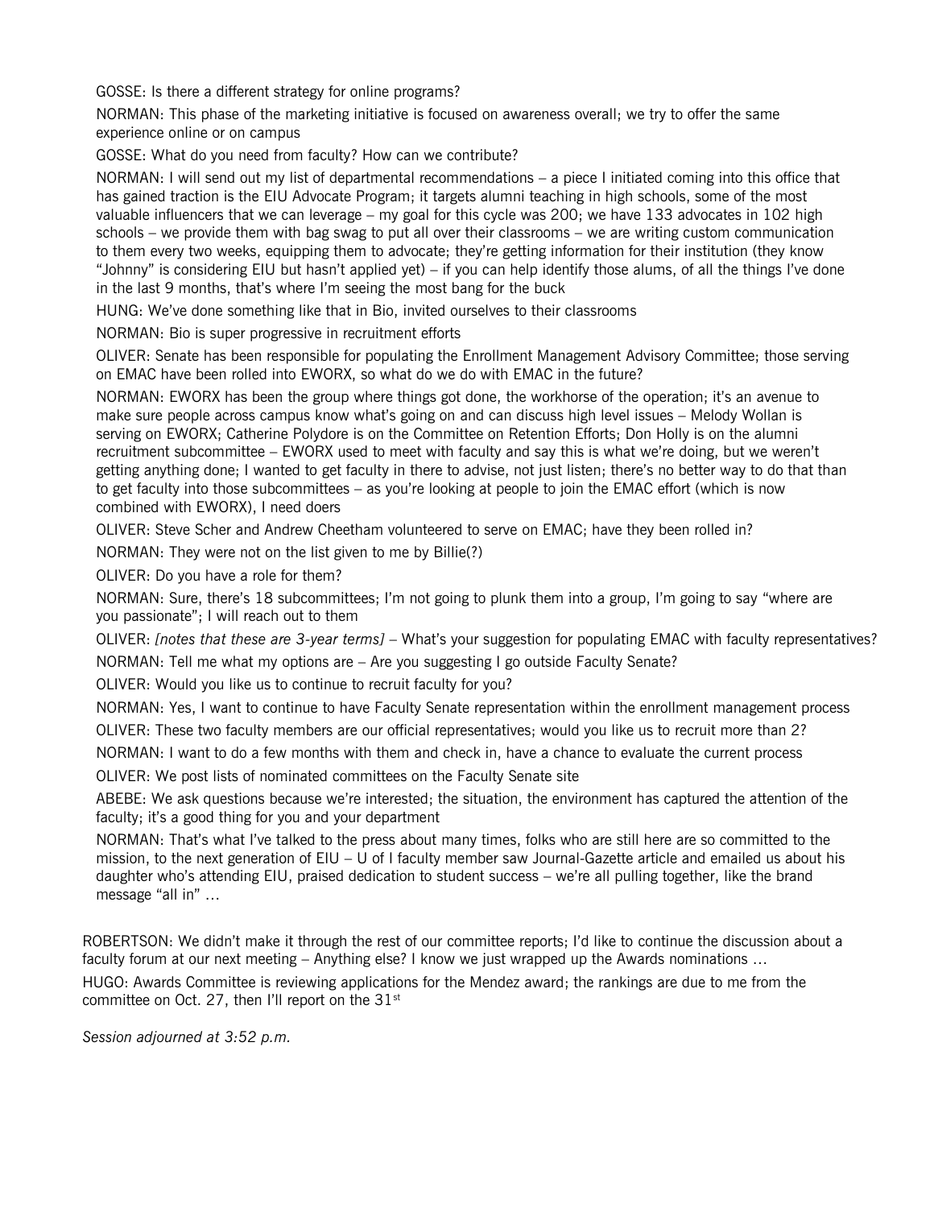GOSSE: Is there a different strategy for online programs?

NORMAN: This phase of the marketing initiative is focused on awareness overall; we try to offer the same experience online or on campus

GOSSE: What do you need from faculty? How can we contribute?

NORMAN: I will send out my list of departmental recommendations – a piece I initiated coming into this office that has gained traction is the EIU Advocate Program; it targets alumni teaching in high schools, some of the most valuable influencers that we can leverage – my goal for this cycle was 200; we have 133 advocates in 102 high schools – we provide them with bag swag to put all over their classrooms – we are writing custom communication to them every two weeks, equipping them to advocate; they're getting information for their institution (they know "Johnny" is considering EIU but hasn't applied yet) – if you can help identify those alums, of all the things I've done in the last 9 months, that's where I'm seeing the most bang for the buck

HUNG: We've done something like that in Bio, invited ourselves to their classrooms

NORMAN: Bio is super progressive in recruitment efforts

OLIVER: Senate has been responsible for populating the Enrollment Management Advisory Committee; those serving on EMAC have been rolled into EWORX, so what do we do with EMAC in the future?

NORMAN: EWORX has been the group where things got done, the workhorse of the operation; it's an avenue to make sure people across campus know what's going on and can discuss high level issues – Melody Wollan is serving on EWORX; Catherine Polydore is on the Committee on Retention Efforts; Don Holly is on the alumni recruitment subcommittee – EWORX used to meet with faculty and say this is what we're doing, but we weren't getting anything done; I wanted to get faculty in there to advise, not just listen; there's no better way to do that than to get faculty into those subcommittees – as you're looking at people to join the EMAC effort (which is now combined with EWORX), I need doers

OLIVER: Steve Scher and Andrew Cheetham volunteered to serve on EMAC; have they been rolled in?

NORMAN: They were not on the list given to me by Billie(?)

OLIVER: Do you have a role for them?

NORMAN: Sure, there's 18 subcommittees; I'm not going to plunk them into a group, I'm going to say "where are you passionate"; I will reach out to them

OLIVER: *[notes that these are 3-year terms]* – What's your suggestion for populating EMAC with faculty representatives?

NORMAN: Tell me what my options are – Are you suggesting I go outside Faculty Senate?

OLIVER: Would you like us to continue to recruit faculty for you?

NORMAN: Yes, I want to continue to have Faculty Senate representation within the enrollment management process

OLIVER: These two faculty members are our official representatives; would you like us to recruit more than 2?

NORMAN: I want to do a few months with them and check in, have a chance to evaluate the current process

OLIVER: We post lists of nominated committees on the Faculty Senate site

ABEBE: We ask questions because we're interested; the situation, the environment has captured the attention of the faculty; it's a good thing for you and your department

NORMAN: That's what I've talked to the press about many times, folks who are still here are so committed to the mission, to the next generation of EIU – U of I faculty member saw Journal-Gazette article and emailed us about his daughter who's attending EIU, praised dedication to student success – we're all pulling together, like the brand message "all in" …

ROBERTSON: We didn't make it through the rest of our committee reports; I'd like to continue the discussion about a faculty forum at our next meeting – Anything else? I know we just wrapped up the Awards nominations …

HUGO: Awards Committee is reviewing applications for the Mendez award; the rankings are due to me from the committee on Oct. 27, then I'll report on the 31st

*Session adjourned at 3:52 p.m.*